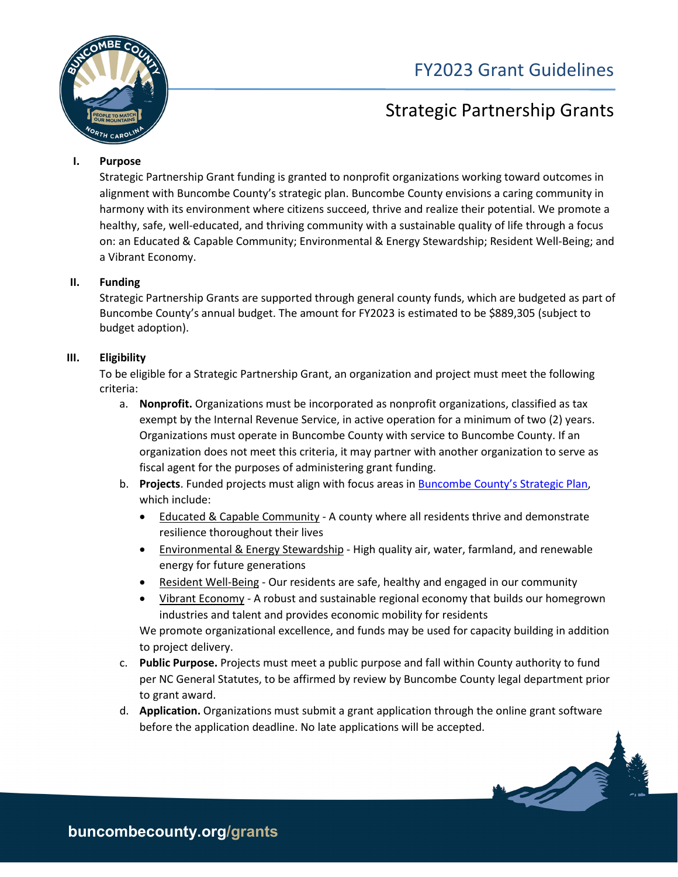# FY2023 Grant Guidelines

## Strategic Partnership Grants

### I. Purpose

Strategic Partnership Grant funding is granted to nonprofit organizations working toward outcomes in alignment with Buncombe County's strategic plan. Buncombe County envisions a caring community in harmony with its environment where citizens succeed, thrive and realize their potential. We promote a healthy, safe, well-educated, and thriving community with a sustainable quality of life through a focus on: an Educated & Capable Community; Environmental & Energy Stewardship; Resident Well-Being; and a Vibrant Economy.

### II. Funding

Strategic Partnership Grants are supported through general county funds, which are budgeted as part of Buncombe County's annual budget. The amount for FY2023 is estimated to be $889,305 (subject to budget adoption).

### III. Eligibility

To be eligible for a Strategic Partnership Grant, an organization and project must meet the following criteria:

a. **Nonprofit.** Organizations must be incorporated as nonprofit organizations, classified as tax exempt by the Internal Revenue Service, in active operation for a minimum of two (2) years. Organizations must operate in Buncombe County with service to Buncombe County. If an organization does not meet this criteria, it may partner with another organization to serve as fiscal agent for the purposes of administering grant funding.

b. **Projects**. Funded projects must align with focus areas in Buncombe County's Strategic Plan, which include:
   - Educated & Capable Community - A county where all residents thrive and demonstrate resilience thoroughout their lives
   - Environmental & Energy Stewardship - High quality air, water, farmland, and renewable energy for future generations
   - Resident Well-Being - Our residents are safe, healthy and engaged in our community
   - Vibrant Economy - A robust and sustainable regional economy that builds our homegrown industries and talent and provides economic mobility for residents

   We promote organizational excellence, and funds may be used for capacity building in addition to project delivery.

c. **Public Purpose.** Projects must meet a public purpose and fall within County authority to fund per NC General Statutes, to be affirmed by review by Buncombe County legal department prior to grant award.

d. **Application.** Organizations must submit a grant application through the online grant software before the application deadline. No late applications will be accepted.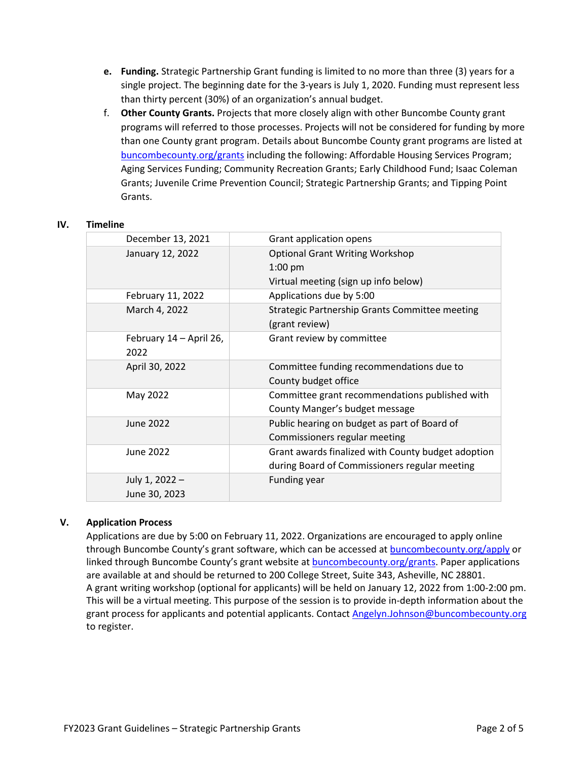e. **Funding.** Strategic Partnership Grant funding is limited to no more than three (3) years for a single project. The beginning date for the 3-years is July 1, 2020. Funding must represent less than thirty percent (30%) of an organization's annual budget.

f. **Other County Grants.** Projects that more closely align with other Buncombe County grant programs will referred to those processes. Projects will not be considered for funding by more than one County grant program. Details about Buncombe County grant programs are listed at buncombecounty.org/grants including the following: Affordable Housing Services Program; Aging Services Funding; Community Recreation Grants; Early Childhood Fund; Isaac Coleman Grants; Juvenile Crime Prevention Council; Strategic Partnership Grants; and Tipping Point Grants.

## IV. Timeline

| | |
|---|---|
| December 13, 2021 | Grant application opens |
| January 12, 2022 | Optional Grant Writing Workshop<br>1:00 pm<br>Virtual meeting (sign up info below) |
| February 11, 2022 | Applications due by 5:00 |
| March 4, 2022 | Strategic Partnership Grants Committee meeting (grant review) |
| February 14 – April 26, 2022 | Grant review by committee |
| April 30, 2022 | Committee funding recommendations due to County budget office |
| May 2022 | Committee grant recommendations published with County Manger's budget message |
| June 2022 | Public hearing on budget as part of Board of Commissioners regular meeting |
| June 2022 | Grant awards finalized with County budget adoption during Board of Commissioners regular meeting |
| July 1, 2022 – June 30, 2023 | Funding year |

## V. Application Process

Applications are due by 5:00 on February 11, 2022. Organizations are encouraged to apply online through Buncombe County's grant software, which can be accessed at buncombecounty.org/apply or linked through Buncombe County's grant website at buncombecounty.org/grants. Paper applications are available at and should be returned to 200 College Street, Suite 343, Asheville, NC 28801.
A grant writing workshop (optional for applicants) will be held on January 12, 2022 from 1:00-2:00 pm. This will be a virtual meeting. This purpose of the session is to provide in-depth information about the grant process for applicants and potential applicants. Contact Angelyn.Johnson@buncombecounty.org to register.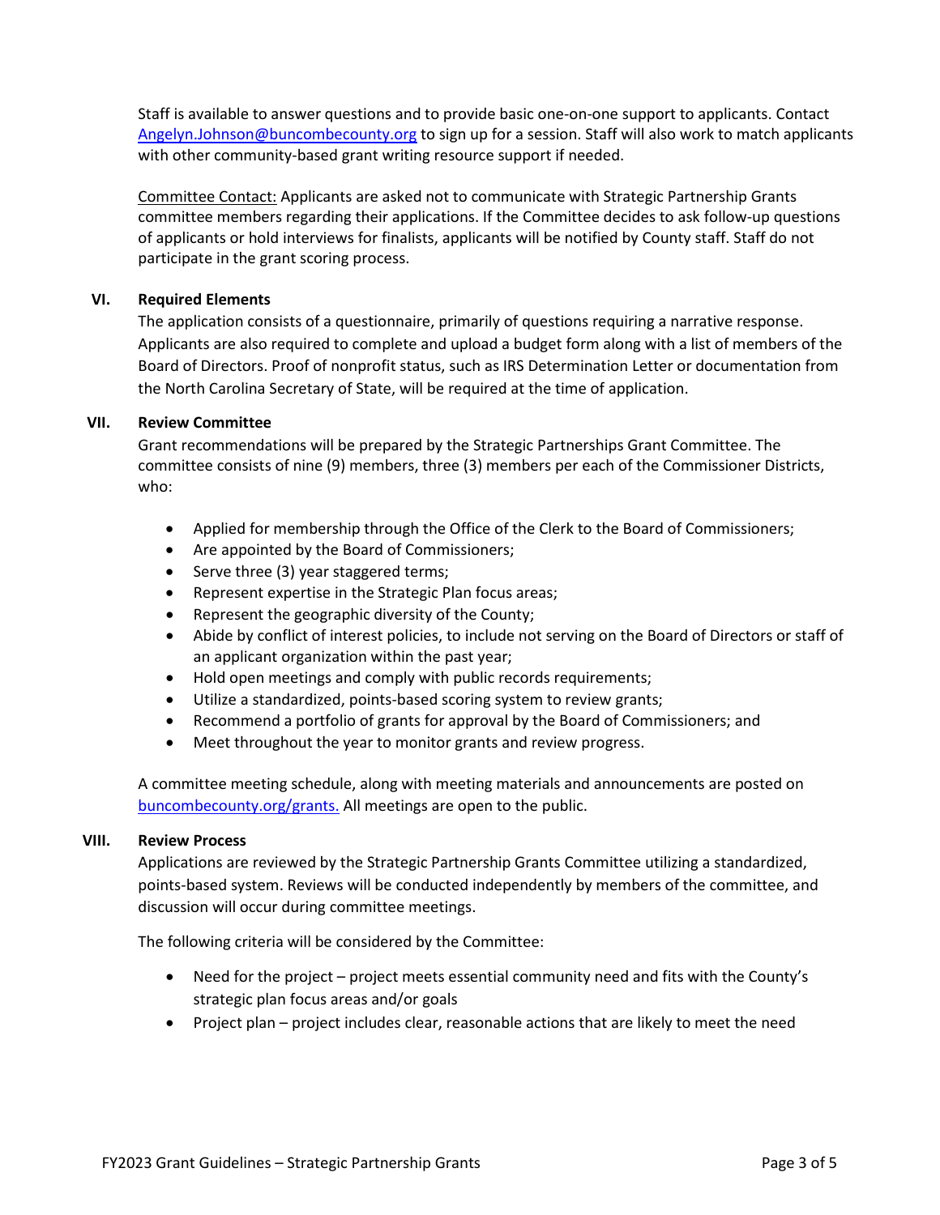Staff is available to answer questions and to provide basic one-on-one support to applicants. Contact [Angelyn.Johnson@buncombecounty.org](mailto:Angelyn.Johnson@buncombecounty.org) to sign up for a session. Staff will also work to match applicants with other community-based grant writing resource support if needed.

Committee Contact: Applicants are asked not to communicate with Strategic Partnership Grants committee members regarding their applications. If the Committee decides to ask follow-up questions of applicants or hold interviews for finalists, applicants will be notified by County staff. Staff do not participate in the grant scoring process.

## VI. Required Elements

The application consists of a questionnaire, primarily of questions requiring a narrative response. Applicants are also required to complete and upload a budget form along with a list of members of the Board of Directors. Proof of nonprofit status, such as IRS Determination Letter or documentation from the North Carolina Secretary of State, will be required at the time of application.

## VII. Review Committee

Grant recommendations will be prepared by the Strategic Partnerships Grant Committee. The committee consists of nine (9) members, three (3) members per each of the Commissioner Districts, who:

- Applied for membership through the Office of the Clerk to the Board of Commissioners;
- Are appointed by the Board of Commissioners;
- Serve three (3) year staggered terms;
- Represent expertise in the Strategic Plan focus areas;
- Represent the geographic diversity of the County;
- Abide by conflict of interest policies, to include not serving on the Board of Directors or staff of an applicant organization within the past year;
- Hold open meetings and comply with public records requirements;
- Utilize a standardized, points-based scoring system to review grants;
- Recommend a portfolio of grants for approval by the Board of Commissioners; and
- Meet throughout the year to monitor grants and review progress.

A committee meeting schedule, along with meeting materials and announcements are posted on [buncombecounty.org/grants.](https://buncombecounty.org/grants) All meetings are open to the public.

## VIII. Review Process

Applications are reviewed by the Strategic Partnership Grants Committee utilizing a standardized, points-based system. Reviews will be conducted independently by members of the committee, and discussion will occur during committee meetings.

The following criteria will be considered by the Committee:

- Need for the project – project meets essential community need and fits with the County's strategic plan focus areas and/or goals
- Project plan – project includes clear, reasonable actions that are likely to meet the need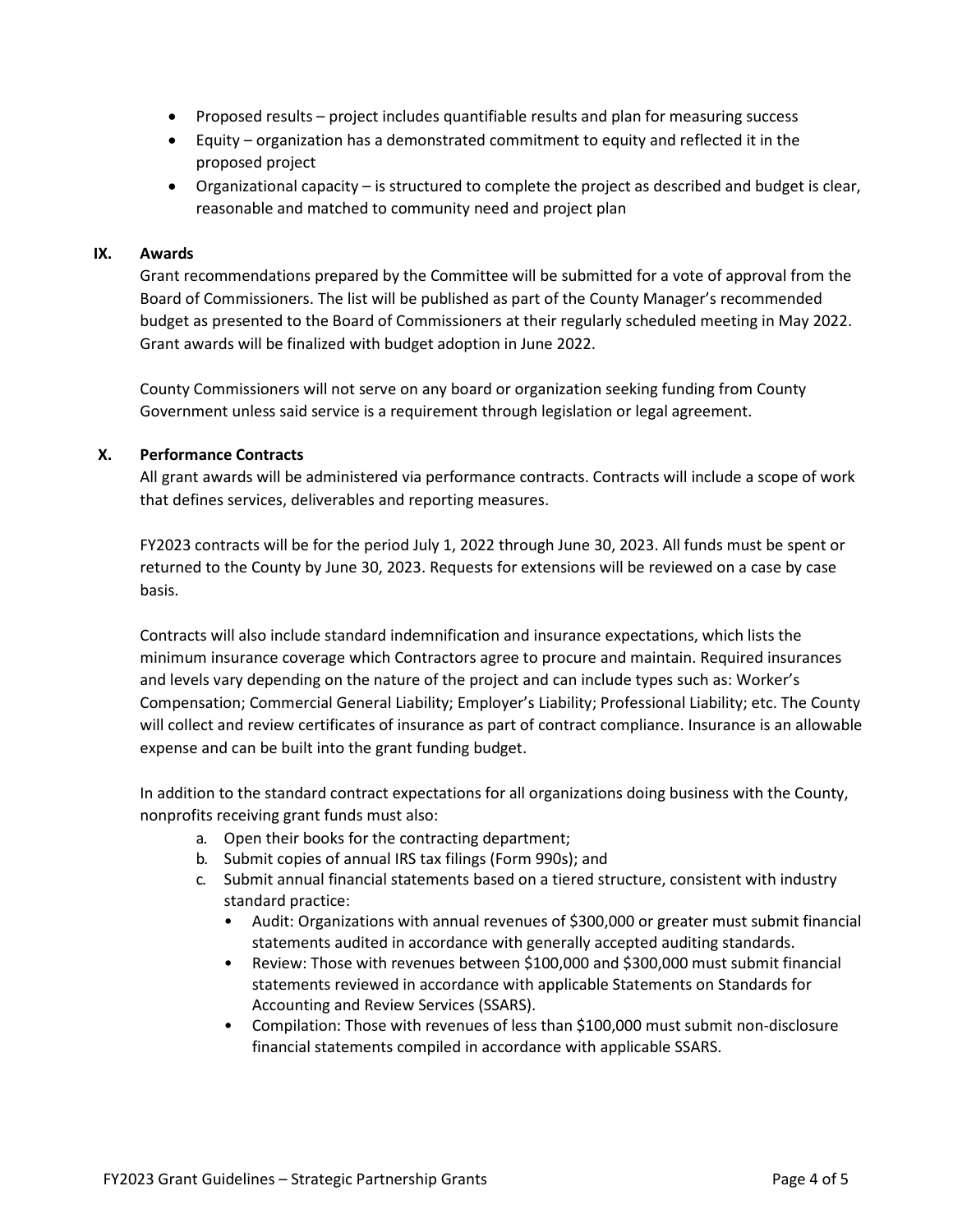- Proposed results – project includes quantifiable results and plan for measuring success
- Equity – organization has a demonstrated commitment to equity and reflected it in the proposed project
- Organizational capacity – is structured to complete the project as described and budget is clear, reasonable and matched to community need and project plan

## IX. Awards

Grant recommendations prepared by the Committee will be submitted for a vote of approval from the Board of Commissioners. The list will be published as part of the County Manager's recommended budget as presented to the Board of Commissioners at their regularly scheduled meeting in May 2022. Grant awards will be finalized with budget adoption in June 2022.

County Commissioners will not serve on any board or organization seeking funding from County Government unless said service is a requirement through legislation or legal agreement.

## X. Performance Contracts

All grant awards will be administered via performance contracts. Contracts will include a scope of work that defines services, deliverables and reporting measures.

FY2023 contracts will be for the period July 1, 2022 through June 30, 2023. All funds must be spent or returned to the County by June 30, 2023. Requests for extensions will be reviewed on a case by case basis.

Contracts will also include standard indemnification and insurance expectations, which lists the minimum insurance coverage which Contractors agree to procure and maintain. Required insurances and levels vary depending on the nature of the project and can include types such as: Worker's Compensation; Commercial General Liability; Employer's Liability; Professional Liability; etc. The County will collect and review certificates of insurance as part of contract compliance. Insurance is an allowable expense and can be built into the grant funding budget.

In addition to the standard contract expectations for all organizations doing business with the County, nonprofits receiving grant funds must also:

a. Open their books for the contracting department;
b. Submit copies of annual IRS tax filings (Form 990s); and
c. Submit annual financial statements based on a tiered structure, consistent with industry standard practice:
    - Audit: Organizations with annual revenues of $300,000 or greater must submit financial statements audited in accordance with generally accepted auditing standards.
    - Review: Those with revenues between $100,000 and $300,000 must submit financial statements reviewed in accordance with applicable Statements on Standards for Accounting and Review Services (SSARS).
    - Compilation: Those with revenues of less than $100,000 must submit non-disclosure financial statements compiled in accordance with applicable SSARS.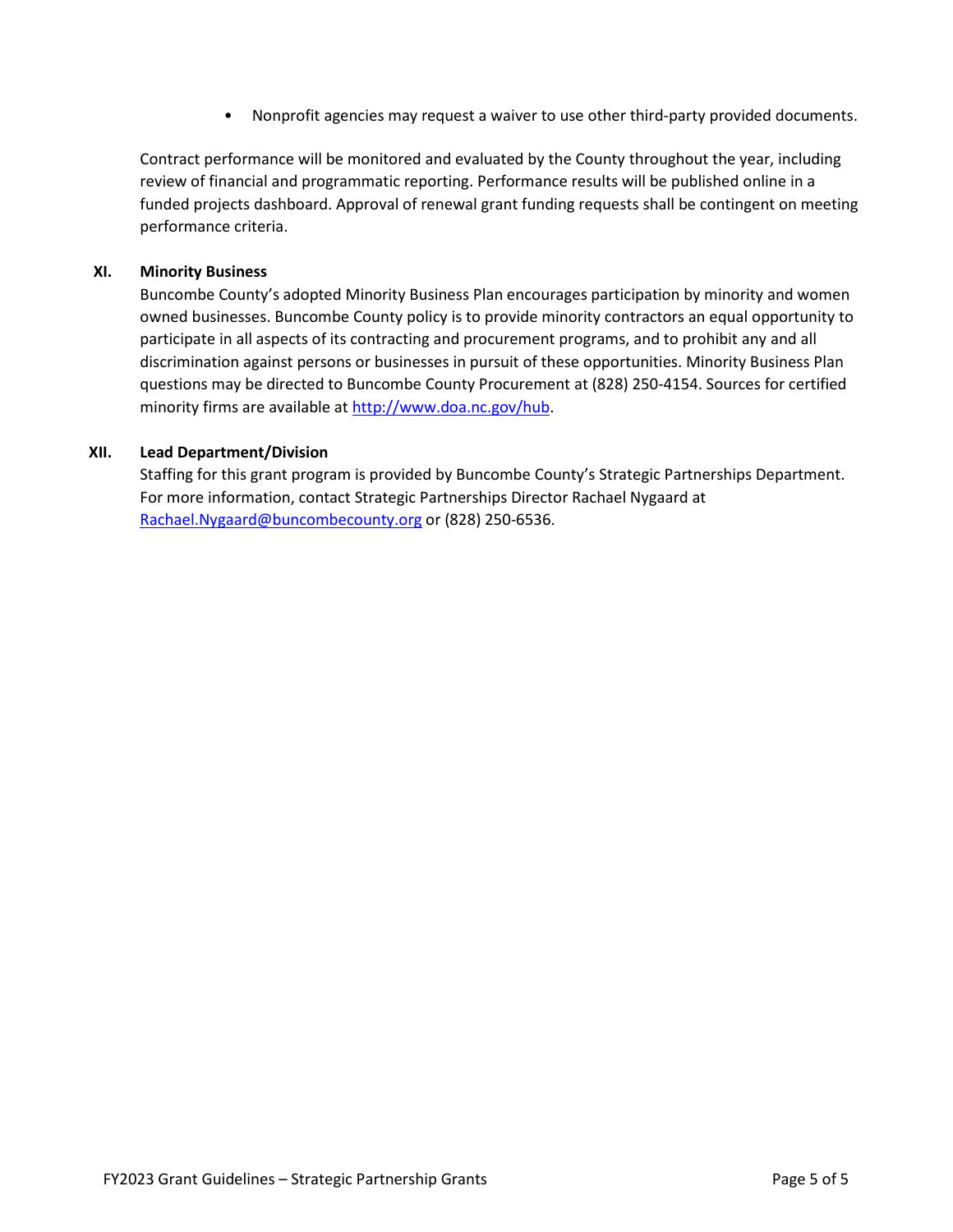- Nonprofit agencies may request a waiver to use other third-party provided documents.

Contract performance will be monitored and evaluated by the County throughout the year, including review of financial and programmatic reporting. Performance results will be published online in a funded projects dashboard. Approval of renewal grant funding requests shall be contingent on meeting performance criteria.

## XI. Minority Business

Buncombe County's adopted Minority Business Plan encourages participation by minority and women owned businesses. Buncombe County policy is to provide minority contractors an equal opportunity to participate in all aspects of its contracting and procurement programs, and to prohibit any and all discrimination against persons or businesses in pursuit of these opportunities. Minority Business Plan questions may be directed to Buncombe County Procurement at (828) 250-4154. Sources for certified minority firms are available at [http://www.doa.nc.gov/hub](http://www.doa.nc.gov/hub).

## XII. Lead Department/Division

Staffing for this grant program is provided by Buncombe County's Strategic Partnerships Department. For more information, contact Strategic Partnerships Director Rachael Nygaard at [Rachael.Nygaard@buncombecounty.org](mailto:Rachael.Nygaard@buncombecounty.org) or (828) 250-6536.